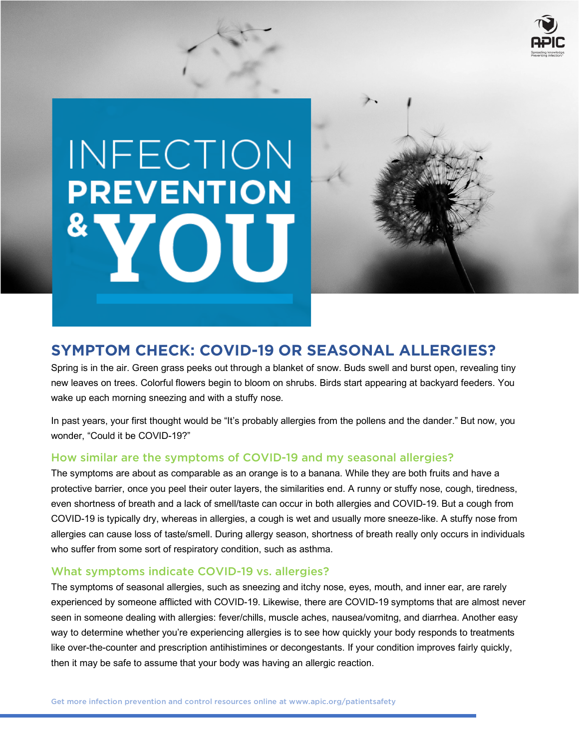# INFECTION PREVENTION & YOU

## SYMPTOM CHECK: COVID-19 OR SEASONAL ALLERGIES?

Spring is in the air. Green grass peeks out through a blanket of snow. Buds swell and burst open, revealing tiny new leaves on trees. Colorful flowers begin to bloom on shrubs. Birds start appearing at backyard feeders. You wake up each morning sneezing and with a stuffy nose.

In past years, your first thought would be "It's probably allergies from the pollens and the dander." But now, you wonder, "Could it be COVID-19?"

### How similar are the symptoms of COVID-19 and my seasonal allergies?

The symptoms are about as comparable as an orange is to a banana. While they are both fruits and have a protective barrier, once you peel their outer layers, the similarities end. A runny or stuffy nose, cough, tiredness, even shortness of breath and a lack of smell/taste can occur in both allergies and COVID-19. But a cough from COVID-19 is typically dry, whereas in allergies, a cough is wet and usually more sneeze-like. A stuffy nose from allergies can cause loss of taste/smell. During allergy season, shortness of breath really only occurs in individuals who suffer from some sort of respiratory condition, such as asthma.

### What symptoms indicate COVID-19 vs. allergies?

The symptoms of seasonal allergies, such as sneezing and itchy nose, eyes, mouth, and inner ear, are rarely experienced by someone afflicted with COVID-19. Likewise, there are COVID-19 symptoms that are almost never seen in someone dealing with allergies: fever/chills, muscle aches, nausea/vomitng, and diarrhea. Another easy way to determine whether you're experiencing allergies is to see how quickly your body responds to treatments like over-the-counter and prescription antihistimines or decongestants. If your condition improves fairly quickly, then it may be safe to assume that your body was having an allergic reaction.

Get more infection prevention and control resources online at www.apic.org/patientsafety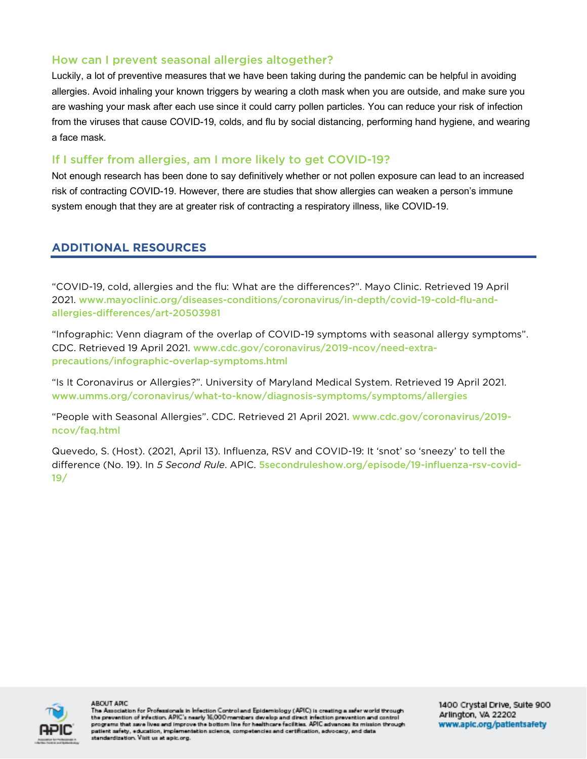### How can I prevent seasonal allergies altogether?

Luckily, a lot of preventive measures that we have been taking during the pandemic can be helpful in avoiding allergies. Avoid inhaling your known triggers by wearing a cloth mask when you are outside, and make sure you are washing your mask after each use since it could carry pollen particles. You can reduce your risk of infection from the viruses that cause COVID-19, colds, and flu by social distancing, performing hand hygiene, and wearing a face mask.

### If I suffer from allergies, am I more likely to get COVID-19?

Not enough research has been done to say definitively whether or not pollen exposure can lead to an increased risk of contracting COVID-19. However, there are studies that show allergies can weaken a person's immune system enough that they are at greater risk of contracting a respiratory illness, like COVID-19.

## ADDITIONAL RESOURCES

"COVID-19, cold, allergies and the flu: What are the differences?". Mayo Clinic. Retrieved 19 April 2021. www.mayoclinic.org/diseases-conditions/coronavirus/in-depth/covid-19-cold-flu-and-allergies-differences/art-20503981

"Infographic: Venn diagram of the overlap of COVID-19 symptoms with seasonal allergy symptoms". CDC. Retrieved 19 April 2021. www.cdc.gov/coronavirus/2019-ncov/need-extra-precautions/infographic-overlap-symptoms.html

"Is It Coronavirus or Allergies?". University of Maryland Medical System. Retrieved 19 April 2021. www.umms.org/coronavirus/what-to-know/diagnosis-symptoms/symptoms/allergies

"People with Seasonal Allergies". CDC. Retrieved 21 April 2021. www.cdc.gov/coronavirus/2019-ncov/faq.html

Quevedo, S. (Host). (2021, April 13). Influenza, RSV and COVID-19: It 'snot' so 'sneezy' to tell the difference (No. 19). In *5 Second Rule*. APIC. 5secondruleshow.org/episode/19-influenza-rsv-covid-19/

**ABOUT APIC**
The Association for Professionals in Infection Control and Epidemiology (APIC) is creating a safer world through the prevention of infection. APIC's nearly 16,000 members develop and direct infection prevention and control programs that save lives and improve the bottom line for healthcare facilities. APIC advances its mission through patient safety, education, implementation science, competencies and certification, advocacy, and data standardization. Visit us at apic.org.

1400 Crystal Drive, Suite 900
Arlington, VA 22202
www.apic.org/patientsafety